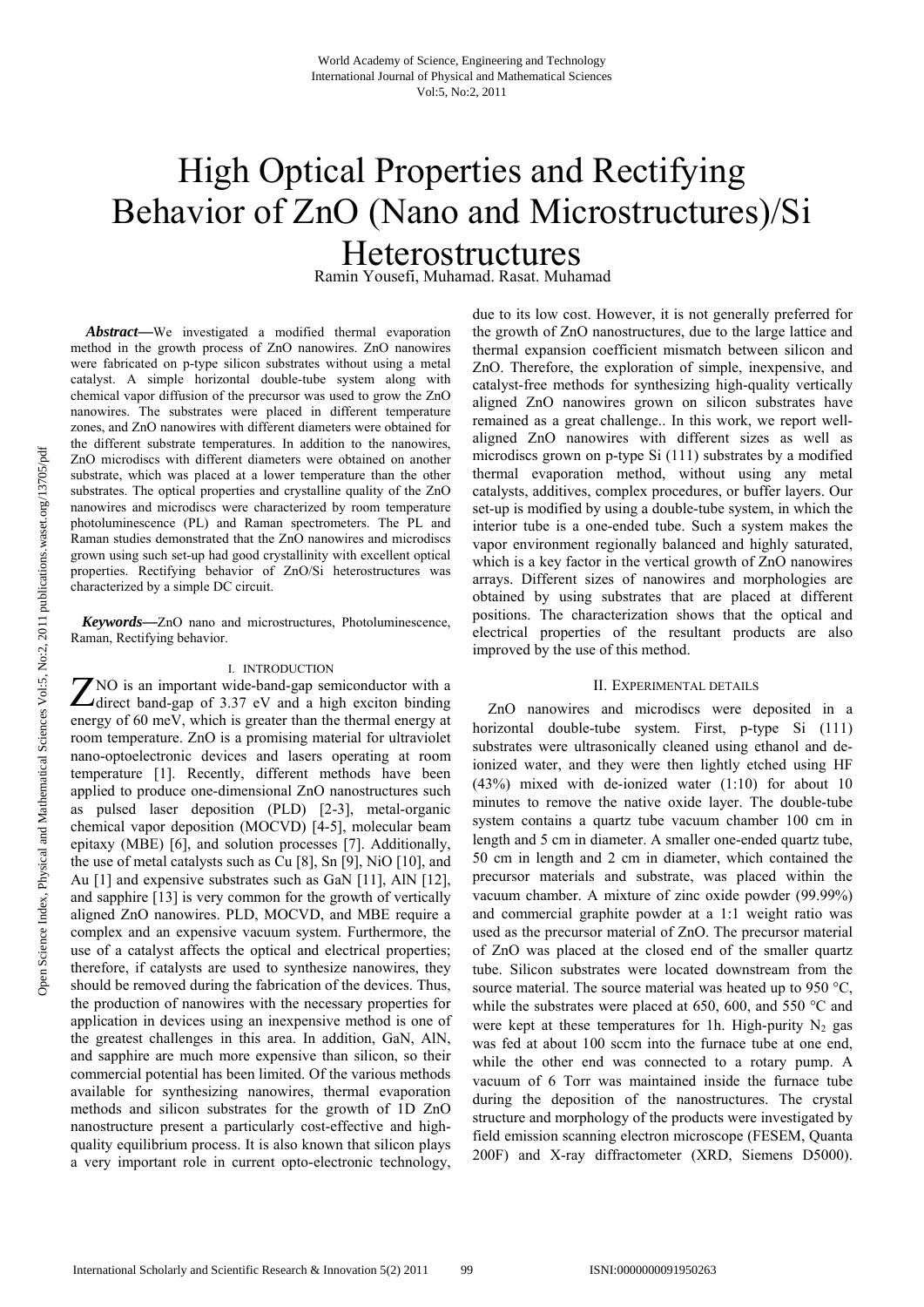# High Optical Properties and Rectifying Behavior of ZnO (Nano and Microstructures)/Si Heterostructures

Ramin Yousefi, Muhamad. Rasat. Muhamad

***Abstract*—**We investigated a modified thermal evaporation method in the growth process of ZnO nanowires. ZnO nanowires were fabricated on p-type silicon substrates without using a metal catalyst. A simple horizontal double-tube system along with chemical vapor diffusion of the precursor was used to grow the ZnO nanowires. The substrates were placed in different temperature zones, and ZnO nanowires with different diameters were obtained for the different substrate temperatures. In addition to the nanowires, ZnO microdiscs with different diameters were obtained on another substrate, which was placed at a lower temperature than the other substrates. The optical properties and crystalline quality of the ZnO nanowires and microdiscs were characterized by room temperature photoluminescence (PL) and Raman spectrometers. The PL and Raman studies demonstrated that the ZnO nanowires and microdiscs grown using such set-up had good crystallinity with excellent optical properties. Rectifying behavior of ZnO/Si heterostructures was characterized by a simple DC circuit.

***Keywords*—**ZnO nano and microstructures, Photoluminescence, Raman, Rectifying behavior.

## I. INTRODUCTION

ZNO is an important wide-band-gap semiconductor with a direct band-gap of 3.37 eV and a high exciton binding energy of 60 meV, which is greater than the thermal energy at room temperature. ZnO is a promising material for ultraviolet nano-optoelectronic devices and lasers operating at room temperature [1]. Recently, different methods have been applied to produce one-dimensional ZnO nanostructures such as pulsed laser deposition (PLD) [2-3], metal-organic chemical vapor deposition (MOCVD) [4-5], molecular beam epitaxy (MBE) [6], and solution processes [7]. Additionally, the use of metal catalysts such as Cu [8], Sn [9], NiO [10], and Au [1] and expensive substrates such as GaN [11], AlN [12], and sapphire [13] is very common for the growth of vertically aligned ZnO nanowires. PLD, MOCVD, and MBE require a complex and an expensive vacuum system. Furthermore, the use of a catalyst affects the optical and electrical properties; therefore, if catalysts are used to synthesize nanowires, they should be removed during the fabrication of the devices. Thus, the production of nanowires with the necessary properties for application in devices using an inexpensive method is one of the greatest challenges in this area. In addition, GaN, AlN, and sapphire are much more expensive than silicon, so their commercial potential has been limited. Of the various methods available for synthesizing nanowires, thermal evaporation methods and silicon substrates for the growth of 1D ZnO nanostructure present a particularly cost-effective and high-quality equilibrium process. It is also known that silicon plays a very important role in current opto-electronic technology, due to its low cost. However, it is not generally preferred for the growth of ZnO nanostructures, due to the large lattice and thermal expansion coefficient mismatch between silicon and ZnO. Therefore, the exploration of simple, inexpensive, and catalyst-free methods for synthesizing high-quality vertically aligned ZnO nanowires grown on silicon substrates have remained as a great challenge.. In this work, we report well-aligned ZnO nanowires with different sizes as well as microdiscs grown on p-type Si (111) substrates by a modified thermal evaporation method, without using any metal catalysts, additives, complex procedures, or buffer layers. Our set-up is modified by using a double-tube system, in which the interior tube is a one-ended tube. Such a system makes the vapor environment regionally balanced and highly saturated, which is a key factor in the vertical growth of ZnO nanowires arrays. Different sizes of nanowires and morphologies are obtained by using substrates that are placed at different positions. The characterization shows that the optical and electrical properties of the resultant products are also improved by the use of this method.

## II. EXPERIMENTAL DETAILS

ZnO nanowires and microdiscs were deposited in a horizontal double-tube system. First, p-type Si (111) substrates were ultrasonically cleaned using ethanol and de-ionized water, and they were then lightly etched using HF (43%) mixed with de-ionized water (1:10) for about 10 minutes to remove the native oxide layer. The double-tube system contains a quartz tube vacuum chamber 100 cm in length and 5 cm in diameter. A smaller one-ended quartz tube, 50 cm in length and 2 cm in diameter, which contained the precursor materials and substrate, was placed within the vacuum chamber. A mixture of zinc oxide powder (99.99%) and commercial graphite powder at a 1:1 weight ratio was used as the precursor material of ZnO. The precursor material of ZnO was placed at the closed end of the smaller quartz tube. Silicon substrates were located downstream from the source material. The source material was heated up to 950 °C, while the substrates were placed at 650, 600, and 550 °C and were kept at these temperatures for 1h. High-purity $N_2$ gas was fed at about 100 sccm into the furnace tube at one end, while the other end was connected to a rotary pump. A vacuum of 6 Torr was maintained inside the furnace tube during the deposition of the nanostructures. The crystal structure and morphology of the products were investigated by field emission scanning electron microscope (FESEM, Quanta 200F) and X-ray diffractometer (XRD, Siemens D5000).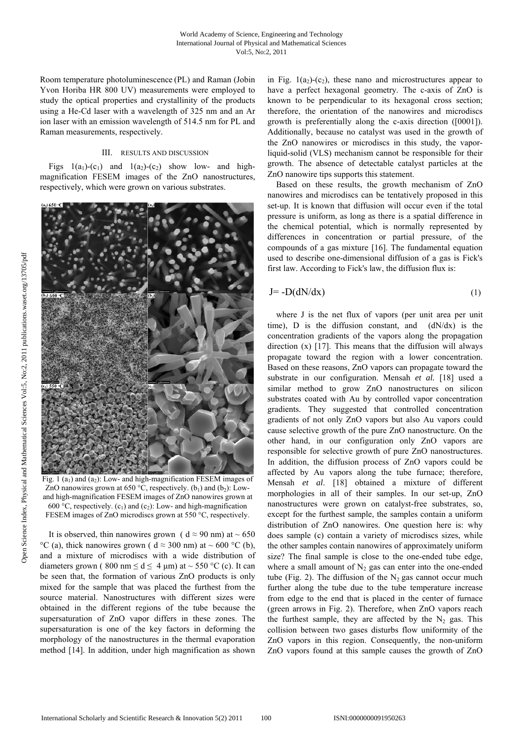Room temperature photoluminescence (PL) and Raman (Jobin Yvon Horiba HR 800 UV) measurements were employed to study the optical properties and crystallinity of the products using a He-Cd laser with a wavelength of 325 nm and an Ar ion laser with an emission wavelength of 514.5 nm for PL and Raman measurements, respectively.

## III. RESULTS AND DISCUSSION

Figs 1($a_1$)-($c_1$) and 1($a_2$)-($c_2$) show low- and high-magnification FESEM images of the ZnO nanostructures, respectively, which were grown on various substrates.

Fig. 1 ($a_1$) and ($a_2$): Low- and high-magnification FESEM images of ZnO nanowires grown at 650 °C, respectively. ($b_1$) and ($b_2$): Low- and high-magnification FESEM images of ZnO nanowires grown at 600 °C, respectively. ($c_1$) and ($c_2$): Low- and high-magnification FESEM images of ZnO microdiscs grown at 550 °C, respectively.

It is observed, thin nanowires grown ( d ≈ 90 nm) at ~ 650 °C (a), thick nanowires grown ( d ≈ 300 nm) at ~ 600 °C (b), and a mixture of microdiscs with a wide distribution of diameters grown ( 800 nm ≤ d ≤ 4 μm) at ~ 550 °C (c). It can be seen that, the formation of various ZnO products is only mixed for the sample that was placed the furthest from the source material. Nanostructures with different sizes were obtained in the different regions of the tube because the supersaturation of ZnO vapor differs in these zones. The supersaturation is one of the key factors in deforming the morphology of the nanostructures in the thermal evaporation method [14]. In addition, under high magnification as shown in Fig. 1($a_2$)-($c_2$), these nano and microstructures appear to have a perfect hexagonal geometry. The c-axis of ZnO is known to be perpendicular to its hexagonal cross section; therefore, the orientation of the nanowires and microdiscs growth is preferentially along the c-axis direction ([0001]). Additionally, because no catalyst was used in the growth of the ZnO nanowires or microdiscs in this study, the vapor-liquid-solid (VLS) mechanism cannot be responsible for their growth. The absence of detectable catalyst particles at the ZnO nanowire tips supports this statement.

Based on these results, the growth mechanism of ZnO nanowires and microdiscs can be tentatively proposed in this set-up. It is known that diffusion will occur even if the total pressure is uniform, as long as there is a spatial difference in the chemical potential, which is normally represented by differences in concentration or partial pressure, of the compounds of a gas mixture [16]. The fundamental equation used to describe one-dimensional diffusion of a gas is Fick's first law. According to Fick's law, the diffusion flux is:

$$J = -D(dN/dx) \tag{1}$$

where J is the net flux of vapors (per unit area per unit time), D is the diffusion constant, and (dN/dx) is the concentration gradients of the vapors along the propagation direction (x) [17]. This means that the diffusion will always propagate toward the region with a lower concentration. Based on these reasons, ZnO vapors can propagate toward the substrate in our configuration. Mensah *et al.* [18] used a similar method to grow ZnO nanostructures on silicon substrates coated with Au by controlled vapor concentration gradients. They suggested that controlled concentration gradients of not only ZnO vapors but also Au vapors could cause selective growth of the pure ZnO nanostructure. On the other hand, in our configuration only ZnO vapors are responsible for selective growth of pure ZnO nanostructures. In addition, the diffusion process of ZnO vapors could be affected by Au vapors along the tube furnace; therefore, Mensah *et al.* [18] obtained a mixture of different morphologies in all of their samples. In our set-up, ZnO nanostructures were grown on catalyst-free substrates, so, except for the furthest sample, the samples contain a uniform distribution of ZnO nanowires. One question here is: why does sample (c) contain a variety of microdiscs sizes, while the other samples contain nanowires of approximately uniform size? The final sample is close to the one-ended tube edge, where a small amount of $N_2$ gas can enter into the one-ended tube (Fig. 2). The diffusion of the $N_2$ gas cannot occur much further along the tube due to the tube temperature increase from edge to the end that is placed in the center of furnace (green arrows in Fig. 2). Therefore, when ZnO vapors reach the furthest sample, they are affected by the $N_2$ gas. This collision between two gases disturbs flow uniformity of the ZnO vapors in this region. Consequently, the non-uniform ZnO vapors found at this sample causes the growth of ZnO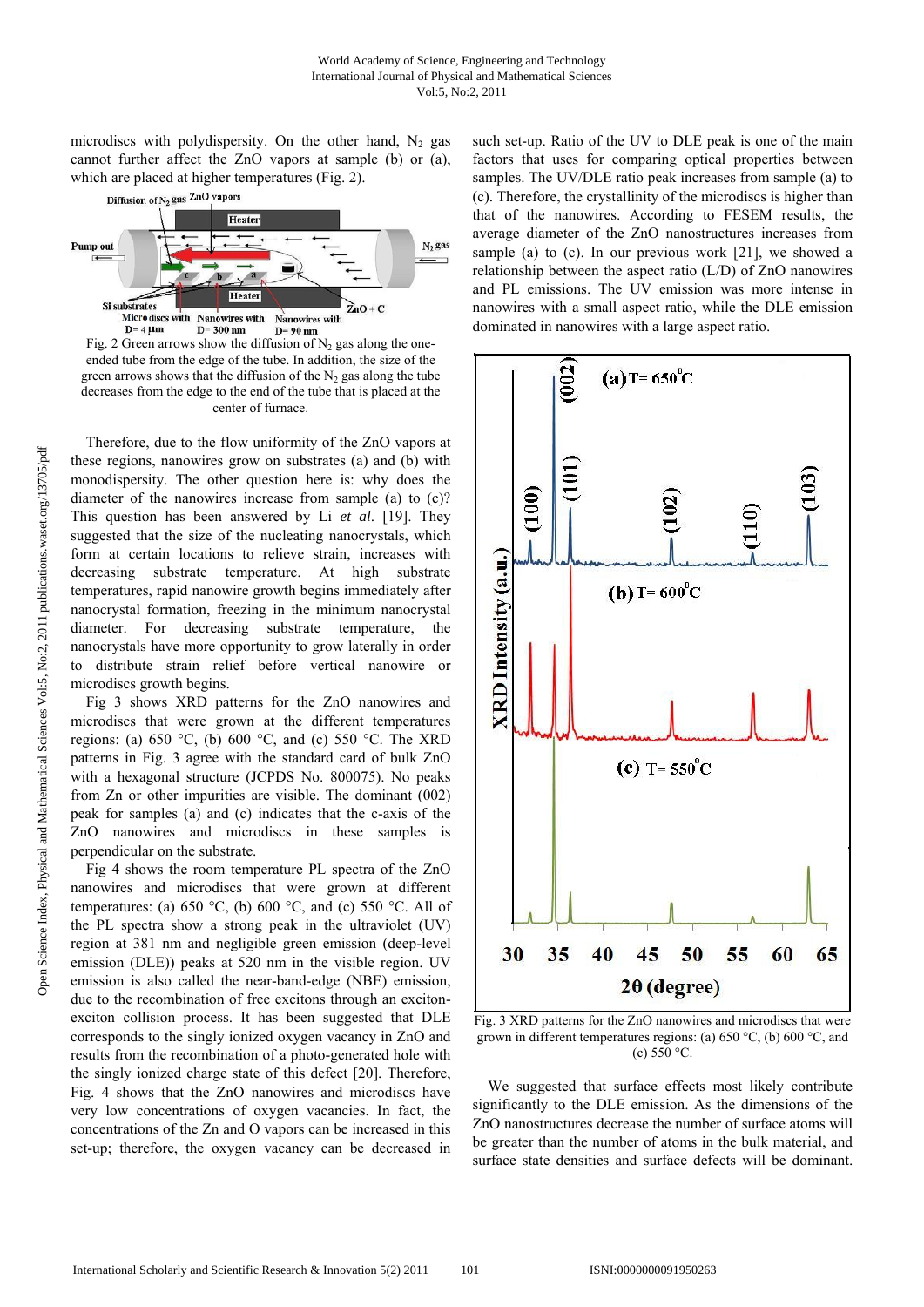microdiscs with polydispersity. On the other hand, $N_2$ gas cannot further affect the ZnO vapors at sample (b) or (a), which are placed at higher temperatures (Fig. 2).

Fig. 2 Green arrows show the diffusion of $N_2$ gas along the one-ended tube from the edge of the tube. In addition, the size of the green arrows shows that the diffusion of the $N_2$ gas along the tube decreases from the edge to the end of the tube that is placed at the center of furnace.

Therefore, due to the flow uniformity of the ZnO vapors at these regions, nanowires grow on substrates (a) and (b) with monodispersity. The other question here is: why does the diameter of the nanowires increase from sample (a) to (c)? This question has been answered by Li *et al.* [19]. They suggested that the size of the nucleating nanocrystals, which form at certain locations to relieve strain, increases with decreasing substrate temperature. At high substrate temperatures, rapid nanowire growth begins immediately after nanocrystal formation, freezing in the minimum nanocrystal diameter. For decreasing substrate temperature, the nanocrystals have more opportunity to grow laterally in order to distribute strain relief before vertical nanowire or microdiscs growth begins.

Fig 3 shows XRD patterns for the ZnO nanowires and microdiscs that were grown at the different temperatures regions: (a) 650 °C, (b) 600 °C, and (c) 550 °C. The XRD patterns in Fig. 3 agree with the standard card of bulk ZnO with a hexagonal structure (JCPDS No. 800075). No peaks from Zn or other impurities are visible. The dominant (002) peak for samples (a) and (c) indicates that the c-axis of the ZnO nanowires and microdiscs in these samples is perpendicular on the substrate.

Fig 4 shows the room temperature PL spectra of the ZnO nanowires and microdiscs that were grown at different temperatures: (a) 650 °C, (b) 600 °C, and (c) 550 °C. All of the PL spectra show a strong peak in the ultraviolet (UV) region at 381 nm and negligible green emission (deep-level emission (DLE)) peaks at 520 nm in the visible region. UV emission is also called the near-band-edge (NBE) emission, due to the recombination of free excitons through an exciton-exciton collision process. It has been suggested that DLE corresponds to the singly ionized oxygen vacancy in ZnO and results from the recombination of a photo-generated hole with the singly ionized charge state of this defect [20]. Therefore, Fig. 4 shows that the ZnO nanowires and microdiscs have very low concentrations of oxygen vacancies. In fact, the concentrations of the Zn and O vapors can be increased in this set-up; therefore, the oxygen vacancy can be decreased in such set-up. Ratio of the UV to DLE peak is one of the main factors that uses for comparing optical properties between samples. The UV/DLE ratio peak increases from sample (a) to (c). Therefore, the crystallinity of the microdiscs is higher than that of the nanowires. According to FESEM results, the average diameter of the ZnO nanostructures increases from sample (a) to (c). In our previous work [21], we showed a relationship between the aspect ratio (L/D) of ZnO nanowires and PL emissions. The UV emission was more intense in nanowires with a small aspect ratio, while the DLE emission dominated in nanowires with a large aspect ratio.

Fig. 3 XRD patterns for the ZnO nanowires and microdiscs that were grown in different temperatures regions: (a) 650 °C, (b) 600 °C, and (c) 550 °C.

We suggested that surface effects most likely contribute significantly to the DLE emission. As the dimensions of the ZnO nanostructures decrease the number of surface atoms will be greater than the number of atoms in the bulk material, and surface state densities and surface defects will be dominant.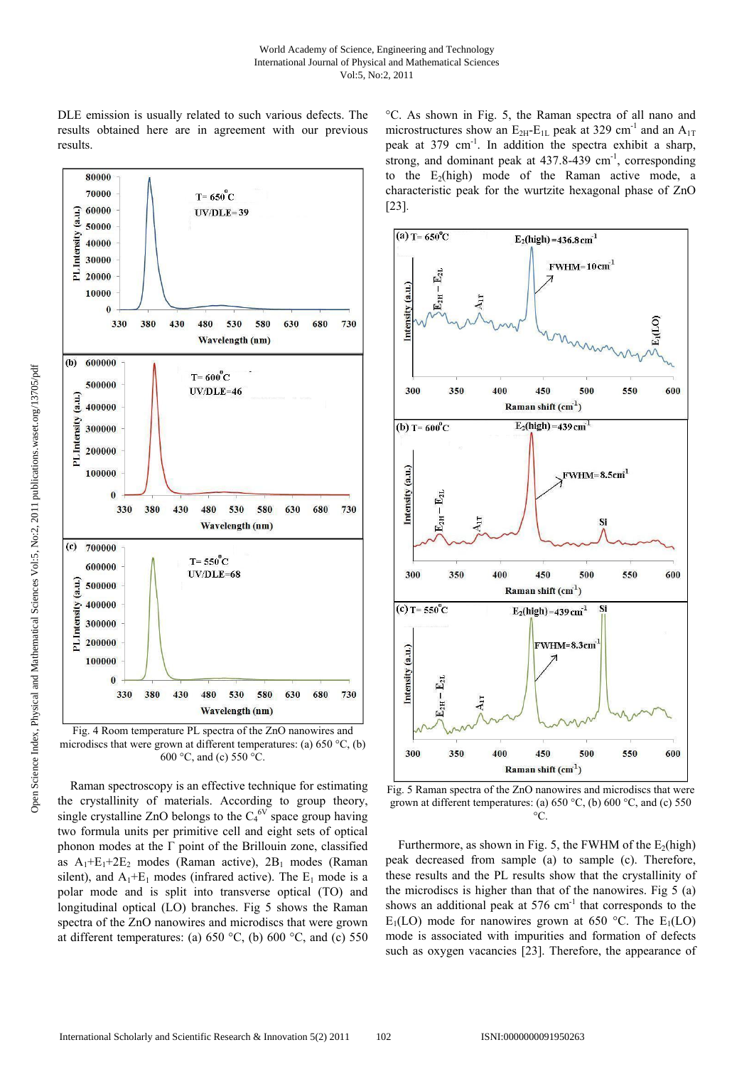DLE emission is usually related to such various defects. The results obtained here are in agreement with our previous results.

Fig. 4 Room temperature PL spectra of the ZnO nanowires and microdiscs that were grown at different temperatures: (a) 650 °C, (b) 600 °C, and (c) 550 °C.

Raman spectroscopy is an effective technique for estimating the crystallinity of materials. According to group theory, single crystalline ZnO belongs to the $C_4^{6V}$ space group having two formula units per primitive cell and eight sets of optical phonon modes at the Γ point of the Brillouin zone, classified as $A_1+E_1+2E_2$ modes (Raman active), $2B_1$ modes (Raman silent), and $A_1+E_1$ modes (infrared active). The $E_1$ mode is a polar mode and is split into transverse optical (TO) and longitudinal optical (LO) branches. Fig 5 shows the Raman spectra of the ZnO nanowires and microdiscs that were grown at different temperatures: (a) 650 °C, (b) 600 °C, and (c) 550 °C. As shown in Fig. 5, the Raman spectra of all nano and microstructures show an $E_{2H}$-$E_{1L}$ peak at 329 cm$^{-1}$ and an $A_{1T}$ peak at 379 cm$^{-1}$. In addition the spectra exhibit a sharp, strong, and dominant peak at 437.8-439 cm$^{-1}$, corresponding to the $E_2$(high) mode of the Raman active mode, a characteristic peak for the wurtzite hexagonal phase of ZnO [23].

Fig. 5 Raman spectra of the ZnO nanowires and microdiscs that were grown at different temperatures: (a) 650 °C, (b) 600 °C, and (c) 550 °C.

Furthermore, as shown in Fig. 5, the FWHM of the $E_2$(high) peak decreased from sample (a) to sample (c). Therefore, these results and the PL results show that the crystallinity of the microdiscs is higher than that of the nanowires. Fig 5 (a) shows an additional peak at 576 cm$^{-1}$ that corresponds to the $E_1$(LO) mode for nanowires grown at 650 °C. The $E_1$(LO) mode is associated with impurities and formation of defects such as oxygen vacancies [23]. Therefore, the appearance of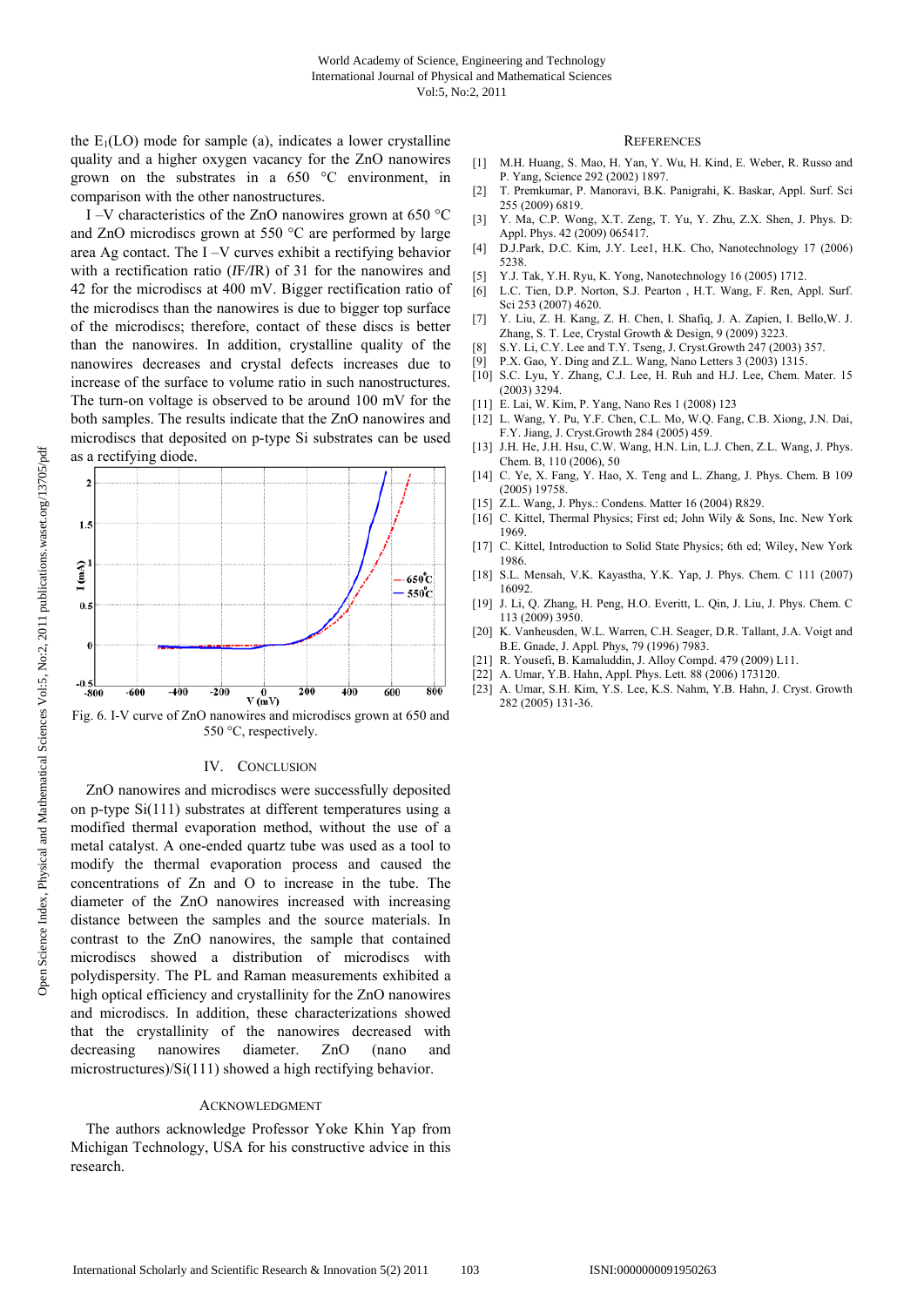the $E_1$(LO) mode for sample (a), indicates a lower crystalline quality and a higher oxygen vacancy for the ZnO nanowires grown on the substrates in a 650 °C environment, in comparison with the other nanostructures.

I –V characteristics of the ZnO nanowires grown at 650 °C and ZnO microdiscs grown at 550 °C are performed by large area Ag contact. The I –V curves exhibit a rectifying behavior with a rectification ratio (*IF/IR*) of 31 for the nanowires and 42 for the microdiscs at 400 mV. Bigger rectification ratio of the microdiscs than the nanowires is due to bigger top surface of the microdiscs; therefore, contact of these discs is better than the nanowires. In addition, crystalline quality of the nanowires decreases and crystal defects increases due to increase of the surface to volume ratio in such nanostructures. The turn-on voltage is observed to be around 100 mV for the both samples. The results indicate that the ZnO nanowires and microdiscs that deposited on p-type Si substrates can be used as a rectifying diode.

I (mA)
2
1.5
1
0.5
0
-0.5
-800 -600 -400 -200 0 200 400 600 800
V (mV)
650°C
550°C

Fig. 6. I-V curve of ZnO nanowires and microdiscs grown at 650 and 550 °C, respectively.

## IV. Conclusion

ZnO nanowires and microdiscs were successfully deposited on p-type Si(111) substrates at different temperatures using a modified thermal evaporation method, without the use of a metal catalyst. A one-ended quartz tube was used as a tool to modify the thermal evaporation process and caused the concentrations of Zn and O to increase in the tube. The diameter of the ZnO nanowires increased with increasing distance between the samples and the source materials. In contrast to the ZnO nanowires, the sample that contained microdiscs showed a distribution of microdiscs with polydispersity. The PL and Raman measurements exhibited a high optical efficiency and crystallinity for the ZnO nanowires and microdiscs. In addition, these characterizations showed that the crystallinity of the nanowires decreased with decreasing nanowires diameter. ZnO (nano and microstructures)/Si(111) showed a high rectifying behavior.

## Acknowledgment

The authors acknowledge Professor Yoke Khin Yap from Michigan Technology, USA for his constructive advice in this research.

## References

[1] M.H. Huang, S. Mao, H. Yan, Y. Wu, H. Kind, E. Weber, R. Russo and P. Yang, Science 292 (2002) 1897.
[2] T. Premkumar, P. Manoravi, B.K. Panigrahi, K. Baskar, Appl. Surf. Sci 255 (2009) 6819.
[3] Y. Ma, C.P. Wong, X.T. Zeng, T. Yu, Y. Zhu, Z.X. Shen, J. Phys. D: Appl. Phys. 42 (2009) 065417.
[4] D.J.Park, D.C. Kim, J.Y. Lee1, H.K. Cho, Nanotechnology 17 (2006) 5238.
[5] Y.J. Tak, Y.H. Ryu, K. Yong, Nanotechnology 16 (2005) 1712.
[6] L.C. Tien, D.P. Norton, S.J. Pearton , H.T. Wang, F. Ren, Appl. Surf. Sci 253 (2007) 4620.
[7] Y. Liu, Z. H. Kang, Z. H. Chen, I. Shafiq, J. A. Zapien, I. Bello,W. J. Zhang, S. T. Lee, Crystal Growth & Design, 9 (2009) 3223.
[8] S.Y. Li, C.Y. Lee and T.Y. Tseng, J. Cryst.Growth 247 (2003) 357.
[9] P.X. Gao, Y. Ding and Z.L. Wang, Nano Letters 3 (2003) 1315.
[10] S.C. Lyu, Y. Zhang, C.J. Lee, H. Ruh and H.J. Lee, Chem. Mater. 15 (2003) 3294.
[11] E. Lai, W. Kim, P. Yang, Nano Res 1 (2008) 123
[12] L. Wang, Y. Pu, Y.F. Chen, C.L. Mo, W.Q. Fang, C.B. Xiong, J.N. Dai, F.Y. Jiang, J. Cryst.Growth 284 (2005) 459.
[13] J.H. He, J.H. Hsu, C.W. Wang, H.N. Lin, L.J. Chen, Z.L. Wang, J. Phys. Chem. B, 110 (2006), 50
[14] C. Ye, X. Fang, Y. Hao, X. Teng and L. Zhang, J. Phys. Chem. B 109 (2005) 19758.
[15] Z.L. Wang, J. Phys.: Condens. Matter 16 (2004) R829.
[16] C. Kittel, Thermal Physics; First ed; John Wily & Sons, Inc. New York 1969.
[17] C. Kittel, Introduction to Solid State Physics; 6th ed; Wiley, New York 1986.
[18] S.L. Mensah, V.K. Kayastha, Y.K. Yap, J. Phys. Chem. C 111 (2007) 16092.
[19] J. Li, Q. Zhang, H. Peng, H.O. Everitt, L. Qin, J. Liu, J. Phys. Chem. C 113 (2009) 3950.
[20] K. Vanheusden, W.L. Warren, C.H. Seager, D.R. Tallant, J.A. Voigt and B.E. Gnade, J. Appl. Phys, 79 (1996) 7983.
[21] R. Yousefi, B. Kamaluddin, J. Alloy Compd. 479 (2009) L11.
[22] A. Umar, Y.B. Hahn, Appl. Phys. Lett. 88 (2006) 173120.
[23] A. Umar, S.H. Kim, Y.S. Lee, K.S. Nahm, Y.B. Hahn, J. Cryst. Growth 282 (2005) 131-36.